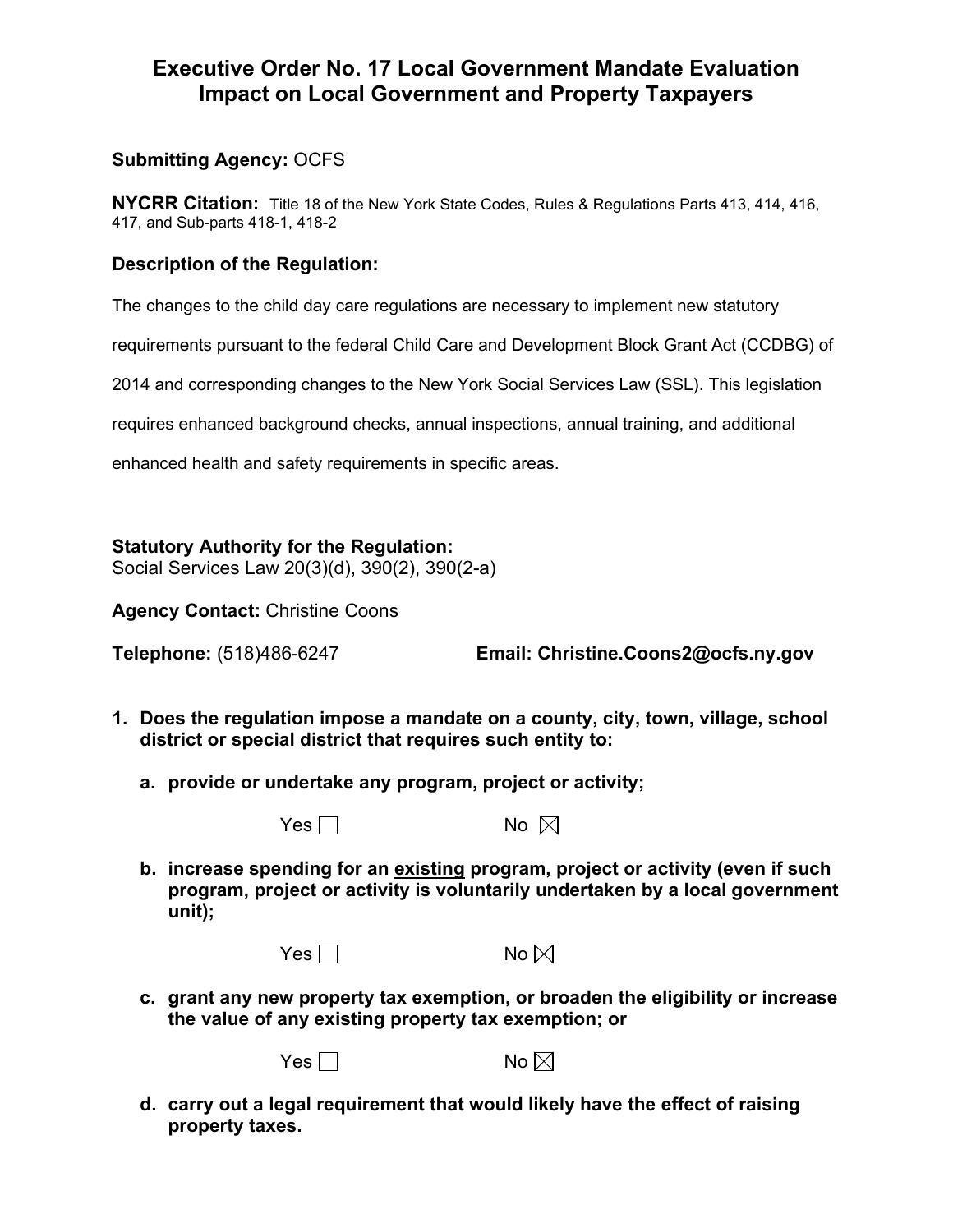# Executive Order No. 17 Local Government Mandate Evaluation Impact on Local Government and Property Taxpayers

**Submitting Agency:** OCFS

**NYCRR Citation:** Title 18 of the New York State Codes, Rules & Regulations Parts 413, 414, 416, 417, and Sub-parts 418-1, 418-2

**Description of the Regulation:**

The changes to the child day care regulations are necessary to implement new statutory requirements pursuant to the federal Child Care and Development Block Grant Act (CCDBG) of 2014 and corresponding changes to the New York Social Services Law (SSL). This legislation requires enhanced background checks, annual inspections, annual training, and additional enhanced health and safety requirements in specific areas.

**Statutory Authority for the Regulation:**
Social Services Law 20(3)(d), 390(2), 390(2-a)

**Agency Contact:** Christine Coons

**Telephone:** (518)486-6247 **Email: Christine.Coons2@ocfs.ny.gov**

1. **Does the regulation impose a mandate on a county, city, town, village, school district or special district that requires such entity to:**

   a. **provide or undertake any program, project or activity;**

      Yes ☐ No ☒

   b. **increase spending for an existing program, project or activity (even if such program, project or activity is voluntarily undertaken by a local government unit);**

      Yes ☐ No ☒

   c. **grant any new property tax exemption, or broaden the eligibility or increase the value of any existing property tax exemption; or**

      Yes ☐ No ☒

   d. **carry out a legal requirement that would likely have the effect of raising property taxes.**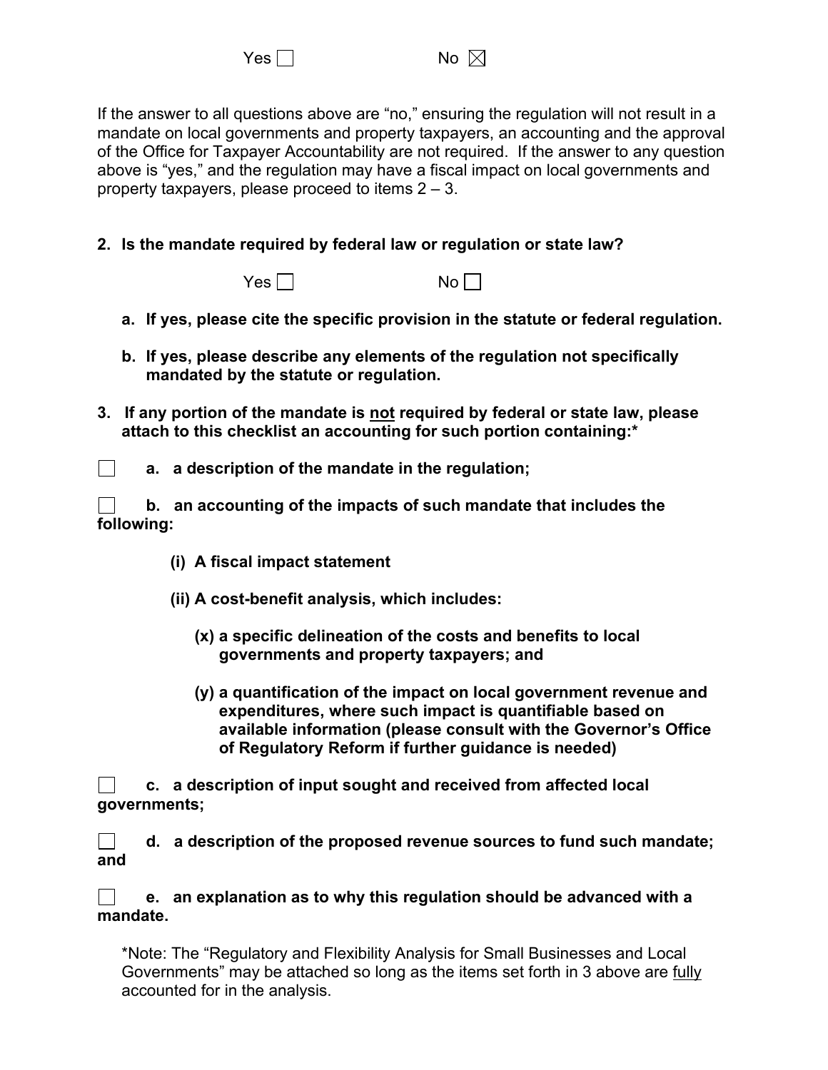Yes ☐ No ☒

If the answer to all questions above are "no," ensuring the regulation will not result in a mandate on local governments and property taxpayers, an accounting and the approval of the Office for Taxpayer Accountability are not required. If the answer to any question above is "yes," and the regulation may have a fiscal impact on local governments and property taxpayers, please proceed to items 2 – 3.

**2. Is the mandate required by federal law or regulation or state law?**

Yes ☐ No ☐

**a. If yes, please cite the specific provision in the statute or federal regulation.**

**b. If yes, please describe any elements of the regulation not specifically mandated by the statute or regulation.**

**3. If any portion of the mandate is <u>not</u> required by federal or state law, please attach to this checklist an accounting for such portion containing:***

☐ **a. a description of the mandate in the regulation;**

☐ **b. an accounting of the impacts of such mandate that includes the following:**

**(i) A fiscal impact statement**

**(ii) A cost-benefit analysis, which includes:**

**(x) a specific delineation of the costs and benefits to local governments and property taxpayers; and**

**(y) a quantification of the impact on local government revenue and expenditures, where such impact is quantifiable based on available information (please consult with the Governor's Office of Regulatory Reform if further guidance is needed)**

☐ **c. a description of input sought and received from affected local governments;**

☐ **d. a description of the proposed revenue sources to fund such mandate; and**

☐ **e. an explanation as to why this regulation should be advanced with a mandate.**

*Note: The "Regulatory and Flexibility Analysis for Small Businesses and Local Governments" may be attached so long as the items set forth in 3 above are <u>fully</u> accounted for in the analysis.